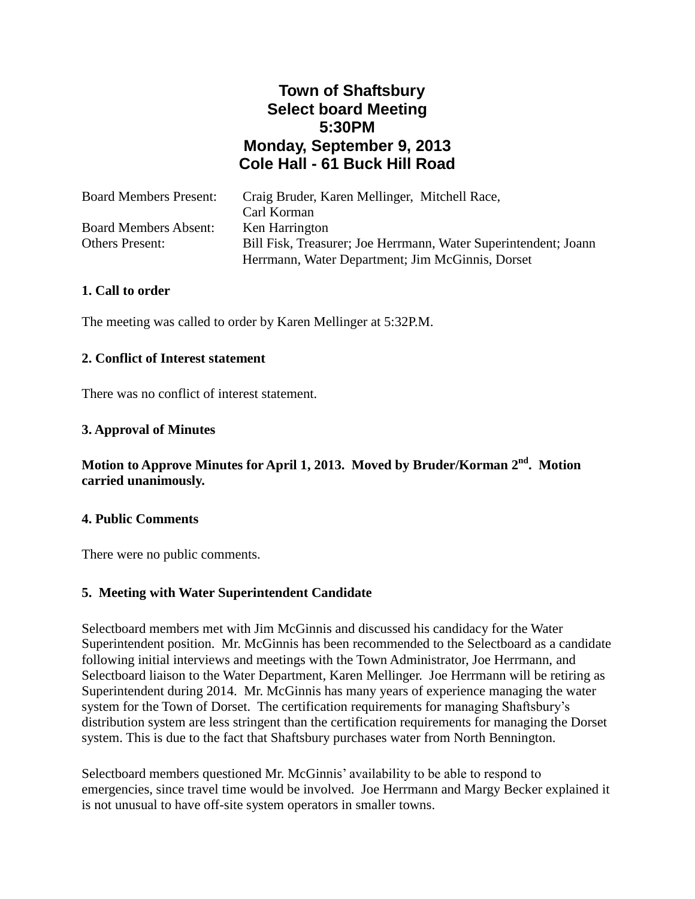# Town of Shaftsbury
## Select board Meeting
## 5:30PM
## Monday, September 9, 2013
## Cole Hall - 61 Buck Hill Road

| | |
|---|---|
| Board Members Present: | Craig Bruder, Karen Mellinger, Mitchell Race, Carl Korman |
| Board Members Absent: | Ken Harrington |
| Others Present: | Bill Fisk, Treasurer; Joe Herrmann, Water Superintendent; Joann Herrmann, Water Department; Jim McGinnis, Dorset |

**1. Call to order**

The meeting was called to order by Karen Mellinger at 5:32P.M.

**2. Conflict of Interest statement**

There was no conflict of interest statement.

**3. Approval of Minutes**

**Motion to Approve Minutes for April 1, 2013. Moved by Bruder/Korman 2nd. Motion carried unanimously.**

**4. Public Comments**

There were no public comments.

**5. Meeting with Water Superintendent Candidate**

Selectboard members met with Jim McGinnis and discussed his candidacy for the Water Superintendent position. Mr. McGinnis has been recommended to the Selectboard as a candidate following initial interviews and meetings with the Town Administrator, Joe Herrmann, and Selectboard liaison to the Water Department, Karen Mellinger. Joe Herrmann will be retiring as Superintendent during 2014. Mr. McGinnis has many years of experience managing the water system for the Town of Dorset. The certification requirements for managing Shaftsbury's distribution system are less stringent than the certification requirements for managing the Dorset system. This is due to the fact that Shaftsbury purchases water from North Bennington.

Selectboard members questioned Mr. McGinnis' availability to be able to respond to emergencies, since travel time would be involved. Joe Herrmann and Margy Becker explained it is not unusual to have off-site system operators in smaller towns.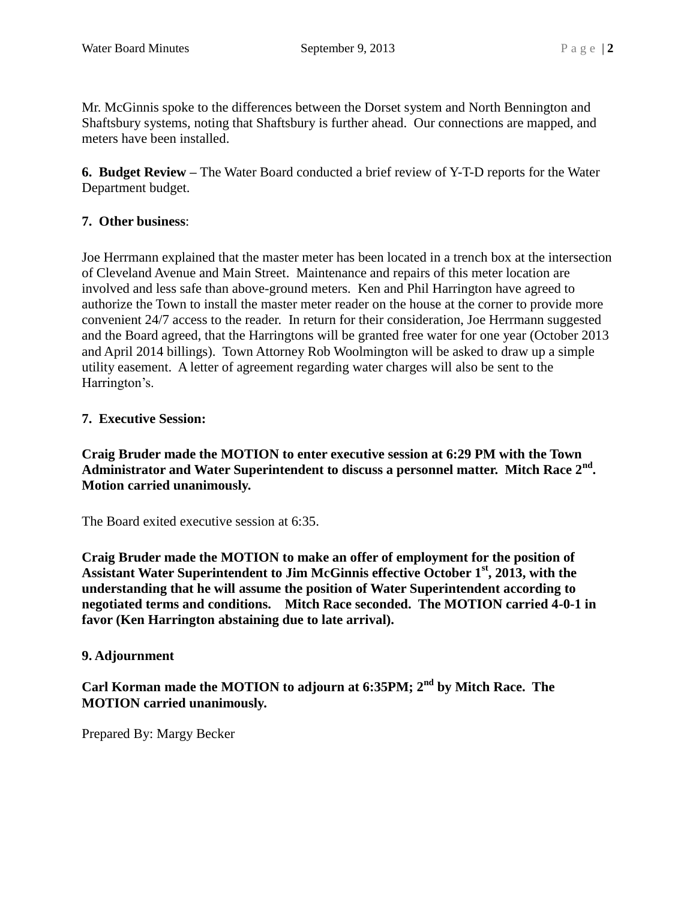Mr. McGinnis spoke to the differences between the Dorset system and North Bennington and Shaftsbury systems, noting that Shaftsbury is further ahead. Our connections are mapped, and meters have been installed.

**6. Budget Review –** The Water Board conducted a brief review of Y-T-D reports for the Water Department budget.

**7. Other business**:

Joe Herrmann explained that the master meter has been located in a trench box at the intersection of Cleveland Avenue and Main Street. Maintenance and repairs of this meter location are involved and less safe than above-ground meters. Ken and Phil Harrington have agreed to authorize the Town to install the master meter reader on the house at the corner to provide more convenient 24/7 access to the reader. In return for their consideration, Joe Herrmann suggested and the Board agreed, that the Harringtons will be granted free water for one year (October 2013 and April 2014 billings). Town Attorney Rob Woolmington will be asked to draw up a simple utility easement. A letter of agreement regarding water charges will also be sent to the Harrington's.

**7. Executive Session:**

**Craig Bruder made the MOTION to enter executive session at 6:29 PM with the Town Administrator and Water Superintendent to discuss a personnel matter. Mitch Race 2nd. Motion carried unanimously.**

The Board exited executive session at 6:35.

**Craig Bruder made the MOTION to make an offer of employment for the position of Assistant Water Superintendent to Jim McGinnis effective October 1st, 2013, with the understanding that he will assume the position of Water Superintendent according to negotiated terms and conditions. Mitch Race seconded. The MOTION carried 4-0-1 in favor (Ken Harrington abstaining due to late arrival).**

**9. Adjournment**

**Carl Korman made the MOTION to adjourn at 6:35PM; 2nd by Mitch Race. The MOTION carried unanimously.**

Prepared By: Margy Becker